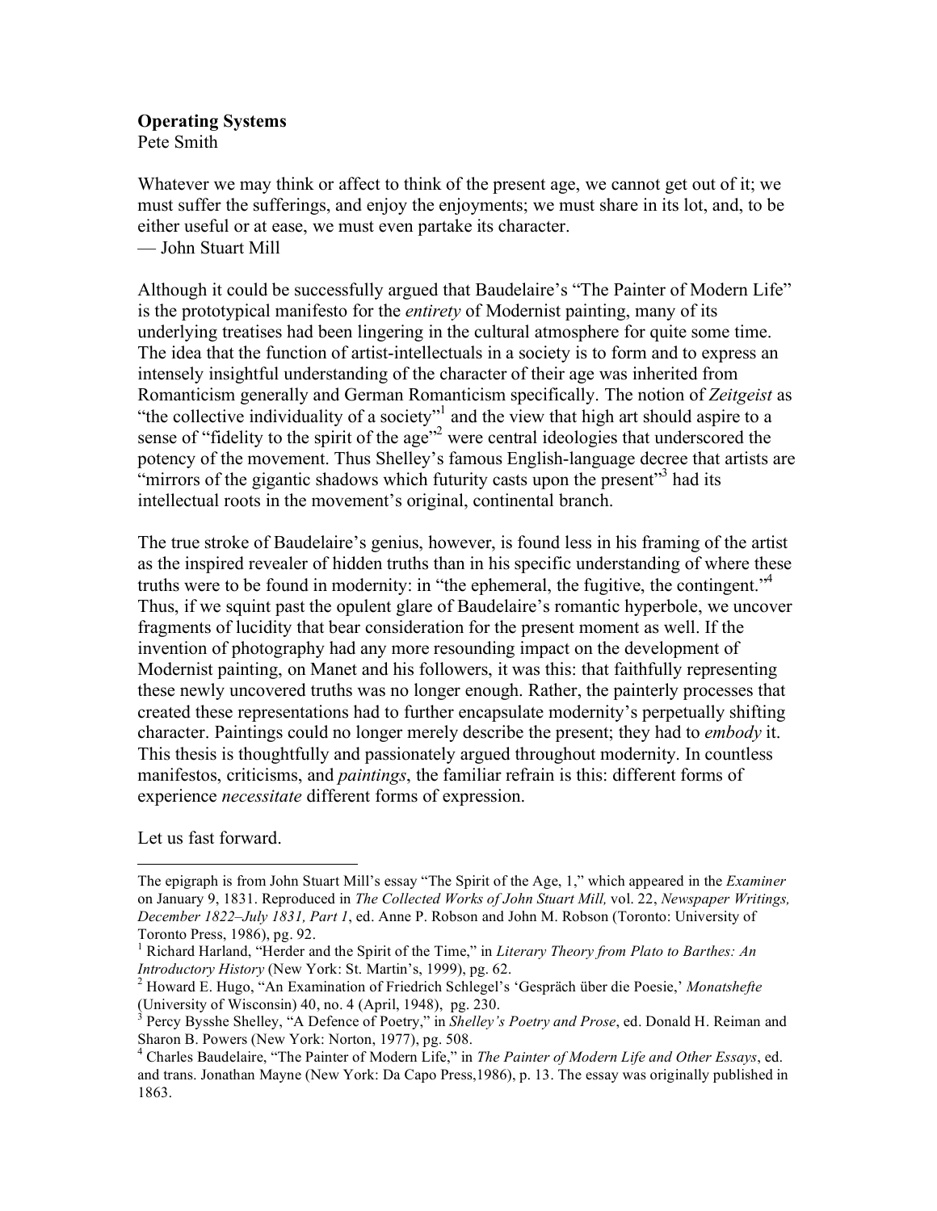**Operating Systems**

Pete Smith

Whatever we may think or affect to think of the present age, we cannot get out of it; we must suffer the sufferings, and enjoy the enjoyments; we must share in its lot, and, to be either useful or at ease, we must even partake its character.

— John Stuart Mill

Although it could be successfully argued that Baudelaire's "The Painter of Modern Life" is the prototypical manifesto for the *entirety* of Modernist painting, many of its underlying treatises had been lingering in the cultural atmosphere for quite some time. The idea that the function of artist-intellectuals in a society is to form and to express an intensely insightful understanding of the character of their age was inherited from Romanticism generally and German Romanticism specifically. The notion of *Zeitgeist* as "the collective individuality of a society"[1] and the view that high art should aspire to a sense of "fidelity to the spirit of the age"[2] were central ideologies that underscored the potency of the movement. Thus Shelley's famous English-language decree that artists are "mirrors of the gigantic shadows which futurity casts upon the present"[3] had its intellectual roots in the movement's original, continental branch.

The true stroke of Baudelaire's genius, however, is found less in his framing of the artist as the inspired revealer of hidden truths than in his specific understanding of where these truths were to be found in modernity: in "the ephemeral, the fugitive, the contingent."[4] Thus, if we squint past the opulent glare of Baudelaire's romantic hyperbole, we uncover fragments of lucidity that bear consideration for the present moment as well. If the invention of photography had any more resounding impact on the development of Modernist painting, on Manet and his followers, it was this: that faithfully representing these newly uncovered truths was no longer enough. Rather, the painterly processes that created these representations had to further encapsulate modernity's perpetually shifting character. Paintings could no longer merely describe the present; they had to *embody* it. This thesis is thoughtfully and passionately argued throughout modernity. In countless manifestos, criticisms, and *paintings*, the familiar refrain is this: different forms of experience *necessitate* different forms of expression.

Let us fast forward.

---

The epigraph is from John Stuart Mill's essay "The Spirit of the Age, 1," which appeared in the *Examiner* on January 9, 1831. Reproduced in *The Collected Works of John Stuart Mill,* vol. 22, *Newspaper Writings, December 1822–July 1831, Part 1*, ed. Anne P. Robson and John M. Robson (Toronto: University of Toronto Press, 1986), pg. 92.

[1] Richard Harland, "Herder and the Spirit of the Time," in *Literary Theory from Plato to Barthes: An Introductory History* (New York: St. Martin's, 1999), pg. 62.

[2] Howard E. Hugo, "An Examination of Friedrich Schlegel's 'Gespräch über die Poesie,' *Monatshefte* (University of Wisconsin) 40, no. 4 (April, 1948), pg. 230.

[3] Percy Bysshe Shelley, "A Defence of Poetry," in *Shelley's Poetry and Prose*, ed. Donald H. Reiman and Sharon B. Powers (New York: Norton, 1977), pg. 508.

[4] Charles Baudelaire, "The Painter of Modern Life," in *The Painter of Modern Life and Other Essays*, ed. and trans. Jonathan Mayne (New York: Da Capo Press,1986), p. 13. The essay was originally published in 1863.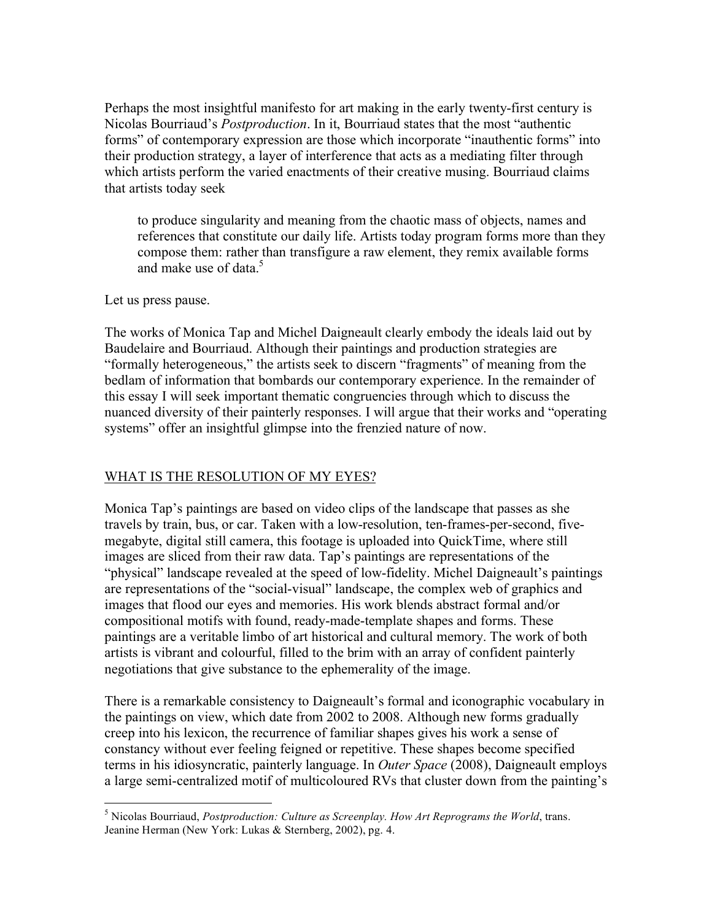Perhaps the most insightful manifesto for art making in the early twenty-first century is Nicolas Bourriaud's *Postproduction*. In it, Bourriaud states that the most "authentic forms" of contemporary expression are those which incorporate "inauthentic forms" into their production strategy, a layer of interference that acts as a mediating filter through which artists perform the varied enactments of their creative musing. Bourriaud claims that artists today seek

> to produce singularity and meaning from the chaotic mass of objects, names and references that constitute our daily life. Artists today program forms more than they compose them: rather than transfigure a raw element, they remix available forms and make use of data.[5]

Let us press pause.

The works of Monica Tap and Michel Daigneault clearly embody the ideals laid out by Baudelaire and Bourriaud. Although their paintings and production strategies are "formally heterogeneous," the artists seek to discern "fragments" of meaning from the bedlam of information that bombards our contemporary experience. In the remainder of this essay I will seek important thematic congruencies through which to discuss the nuanced diversity of their painterly responses. I will argue that their works and "operating systems" offer an insightful glimpse into the frenzied nature of now.

## WHAT IS THE RESOLUTION OF MY EYES?

Monica Tap's paintings are based on video clips of the landscape that passes as she travels by train, bus, or car. Taken with a low-resolution, ten-frames-per-second, five-megabyte, digital still camera, this footage is uploaded into QuickTime, where still images are sliced from their raw data. Tap's paintings are representations of the "physical" landscape revealed at the speed of low-fidelity. Michel Daigneault's paintings are representations of the "social-visual" landscape, the complex web of graphics and images that flood our eyes and memories. His work blends abstract formal and/or compositional motifs with found, ready-made-template shapes and forms. These paintings are a veritable limbo of art historical and cultural memory. The work of both artists is vibrant and colourful, filled to the brim with an array of confident painterly negotiations that give substance to the ephemerality of the image.

There is a remarkable consistency to Daigneault's formal and iconographic vocabulary in the paintings on view, which date from 2002 to 2008. Although new forms gradually creep into his lexicon, the recurrence of familiar shapes gives his work a sense of constancy without ever feeling feigned or repetitive. These shapes become specified terms in his idiosyncratic, painterly language. In *Outer Space* (2008), Daigneault employs a large semi-centralized motif of multicoloured RVs that cluster down from the painting's

---

[5] Nicolas Bourriaud, *Postproduction: Culture as Screenplay. How Art Reprograms the World*, trans. Jeanine Herman (New York: Lukas & Sternberg, 2002), pg. 4.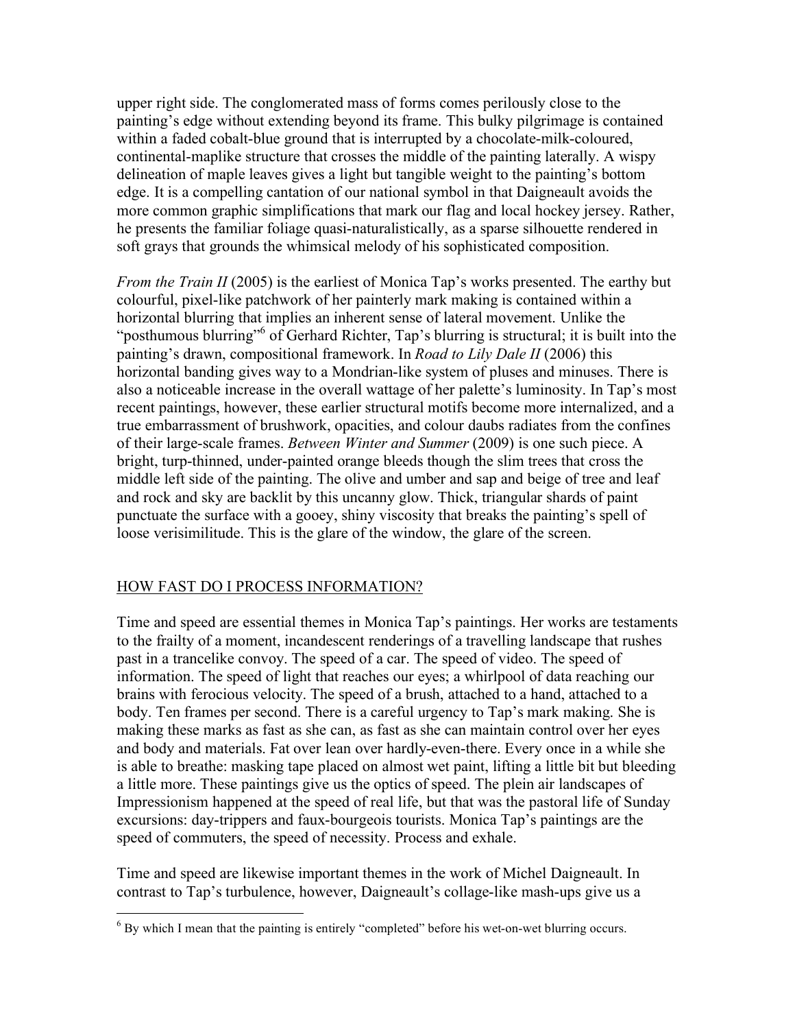upper right side. The conglomerated mass of forms comes perilously close to the painting's edge without extending beyond its frame. This bulky pilgrimage is contained within a faded cobalt-blue ground that is interrupted by a chocolate-milk-coloured, continental-maplike structure that crosses the middle of the painting laterally. A wispy delineation of maple leaves gives a light but tangible weight to the painting's bottom edge. It is a compelling cantation of our national symbol in that Daigneault avoids the more common graphic simplifications that mark our flag and local hockey jersey. Rather, he presents the familiar foliage quasi-naturalistically, as a sparse silhouette rendered in soft grays that grounds the whimsical melody of his sophisticated composition.

*From the Train II* (2005) is the earliest of Monica Tap's works presented. The earthy but colourful, pixel-like patchwork of her painterly mark making is contained within a horizontal blurring that implies an inherent sense of lateral movement. Unlike the "posthumous blurring"[6] of Gerhard Richter, Tap's blurring is structural; it is built into the painting's drawn, compositional framework. In *Road to Lily Dale II* (2006) this horizontal banding gives way to a Mondrian-like system of pluses and minuses. There is also a noticeable increase in the overall wattage of her palette's luminosity. In Tap's most recent paintings, however, these earlier structural motifs become more internalized, and a true embarrassment of brushwork, opacities, and colour daubs radiates from the confines of their large-scale frames. *Between Winter and Summer* (2009) is one such piece. A bright, turp-thinned, under-painted orange bleeds though the slim trees that cross the middle left side of the painting. The olive and umber and sap and beige of tree and leaf and rock and sky are backlit by this uncanny glow. Thick, triangular shards of paint punctuate the surface with a gooey, shiny viscosity that breaks the painting's spell of loose verisimilitude. This is the glare of the window, the glare of the screen.

## HOW FAST DO I PROCESS INFORMATION?

Time and speed are essential themes in Monica Tap's paintings. Her works are testaments to the frailty of a moment, incandescent renderings of a travelling landscape that rushes past in a trancelike convoy. The speed of a car. The speed of video. The speed of information. The speed of light that reaches our eyes; a whirlpool of data reaching our brains with ferocious velocity. The speed of a brush, attached to a hand, attached to a body. Ten frames per second. There is a careful urgency to Tap's mark making. She is making these marks as fast as she can, as fast as she can maintain control over her eyes and body and materials. Fat over lean over hardly-even-there. Every once in a while she is able to breathe: masking tape placed on almost wet paint, lifting a little bit but bleeding a little more. These paintings give us the optics of speed. The plein air landscapes of Impressionism happened at the speed of real life, but that was the pastoral life of Sunday excursions: day-trippers and faux-bourgeois tourists. Monica Tap's paintings are the speed of commuters, the speed of necessity. Process and exhale.

Time and speed are likewise important themes in the work of Michel Daigneault. In contrast to Tap's turbulence, however, Daigneault's collage-like mash-ups give us a

[6] By which I mean that the painting is entirely "completed" before his wet-on-wet blurring occurs.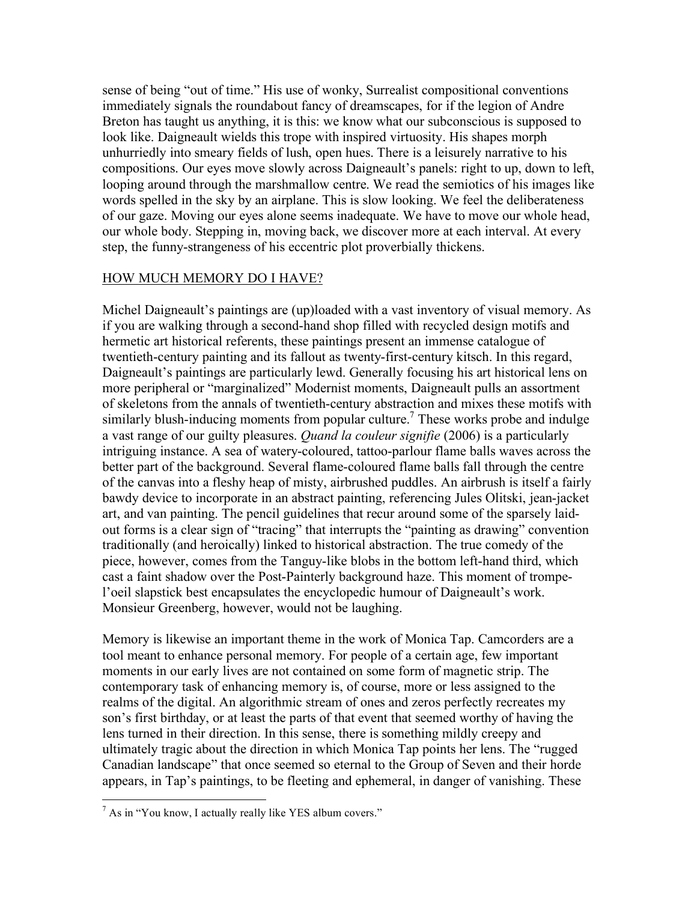sense of being "out of time." His use of wonky, Surrealist compositional conventions immediately signals the roundabout fancy of dreamscapes, for if the legion of Andre Breton has taught us anything, it is this: we know what our subconscious is supposed to look like. Daigneault wields this trope with inspired virtuosity. His shapes morph unhurriedly into smeary fields of lush, open hues. There is a leisurely narrative to his compositions. Our eyes move slowly across Daigneault's panels: right to up, down to left, looping around through the marshmallow centre. We read the semiotics of his images like words spelled in the sky by an airplane. This is slow looking. We feel the deliberateness of our gaze. Moving our eyes alone seems inadequate. We have to move our whole head, our whole body. Stepping in, moving back, we discover more at each interval. At every step, the funny-strangeness of his eccentric plot proverbially thickens.

## HOW MUCH MEMORY DO I HAVE?

Michel Daigneault's paintings are (up)loaded with a vast inventory of visual memory. As if you are walking through a second-hand shop filled with recycled design motifs and hermetic art historical referents, these paintings present an immense catalogue of twentieth-century painting and its fallout as twenty-first-century kitsch. In this regard, Daigneault's paintings are particularly lewd. Generally focusing his art historical lens on more peripheral or "marginalized" Modernist moments, Daigneault pulls an assortment of skeletons from the annals of twentieth-century abstraction and mixes these motifs with similarly blush-inducing moments from popular culture.[7] These works probe and indulge a vast range of our guilty pleasures. *Quand la couleur signifie* (2006) is a particularly intriguing instance. A sea of watery-coloured, tattoo-parlour flame balls waves across the better part of the background. Several flame-coloured flame balls fall through the centre of the canvas into a fleshy heap of misty, airbrushed puddles. An airbrush is itself a fairly bawdy device to incorporate in an abstract painting, referencing Jules Olitski, jean-jacket art, and van painting. The pencil guidelines that recur around some of the sparsely laid-out forms is a clear sign of "tracing" that interrupts the "painting as drawing" convention traditionally (and heroically) linked to historical abstraction. The true comedy of the piece, however, comes from the Tanguy-like blobs in the bottom left-hand third, which cast a faint shadow over the Post-Painterly background haze. This moment of trompe-l'oeil slapstick best encapsulates the encyclopedic humour of Daigneault's work. Monsieur Greenberg, however, would not be laughing.

Memory is likewise an important theme in the work of Monica Tap. Camcorders are a tool meant to enhance personal memory. For people of a certain age, few important moments in our early lives are not contained on some form of magnetic strip. The contemporary task of enhancing memory is, of course, more or less assigned to the realms of the digital. An algorithmic stream of ones and zeros perfectly recreates my son's first birthday, or at least the parts of that event that seemed worthy of having the lens turned in their direction. In this sense, there is something mildly creepy and ultimately tragic about the direction in which Monica Tap points her lens. The "rugged Canadian landscape" that once seemed so eternal to the Group of Seven and their horde appears, in Tap's paintings, to be fleeting and ephemeral, in danger of vanishing. These

[7] As in "You know, I actually really like YES album covers."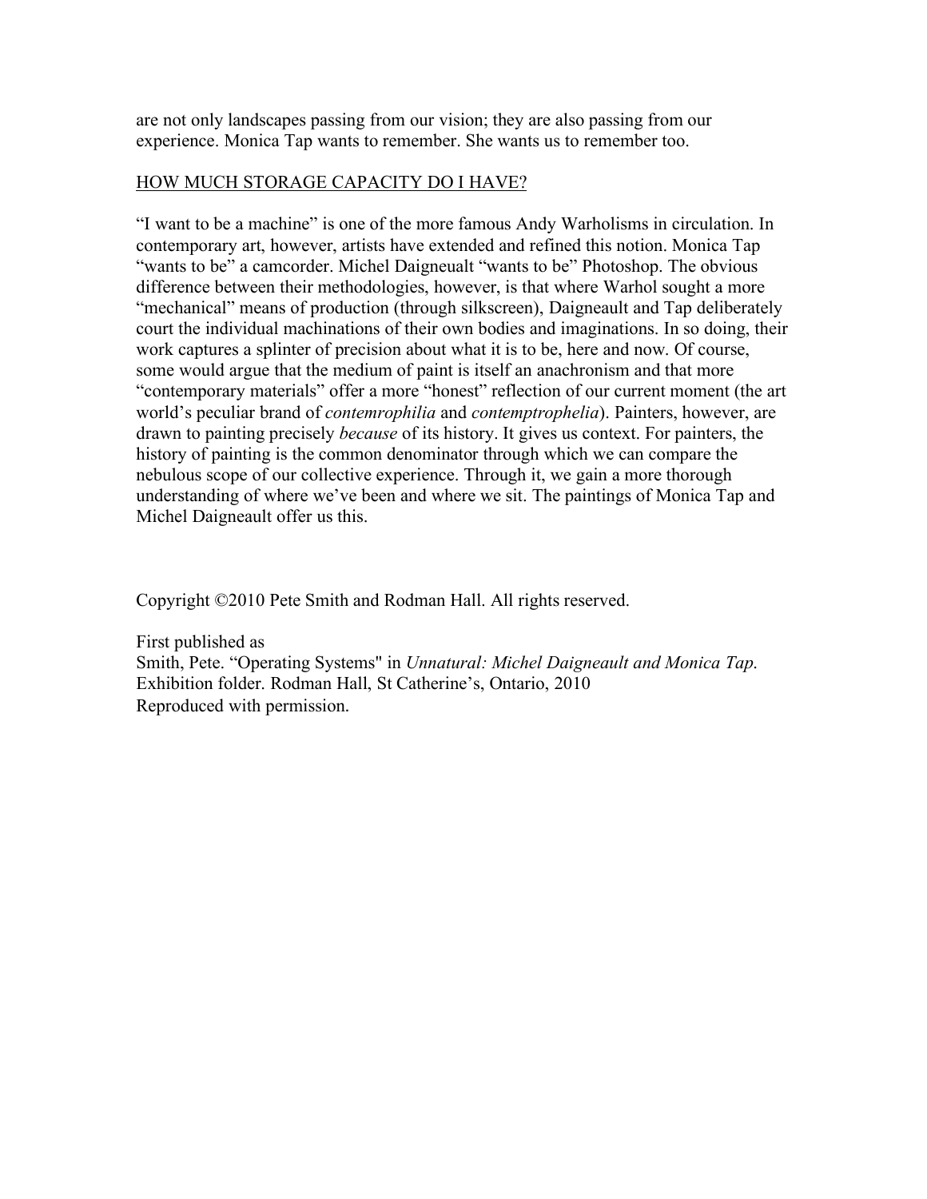are not only landscapes passing from our vision; they are also passing from our experience. Monica Tap wants to remember. She wants us to remember too.

## HOW MUCH STORAGE CAPACITY DO I HAVE?

"I want to be a machine" is one of the more famous Andy Warholisms in circulation. In contemporary art, however, artists have extended and refined this notion. Monica Tap "wants to be" a camcorder. Michel Daigneualt "wants to be" Photoshop. The obvious difference between their methodologies, however, is that where Warhol sought a more "mechanical" means of production (through silkscreen), Daigneault and Tap deliberately court the individual machinations of their own bodies and imaginations. In so doing, their work captures a splinter of precision about what it is to be, here and now. Of course, some would argue that the medium of paint is itself an anachronism and that more "contemporary materials" offer a more "honest" reflection of our current moment (the art world's peculiar brand of *contemrophilia* and *contemptrophelia*). Painters, however, are drawn to painting precisely *because* of its history. It gives us context. For painters, the history of painting is the common denominator through which we can compare the nebulous scope of our collective experience. Through it, we gain a more thorough understanding of where we've been and where we sit. The paintings of Monica Tap and Michel Daigneault offer us this.

Copyright ©2010 Pete Smith and Rodman Hall. All rights reserved.

First published as
Smith, Pete. "Operating Systems" in *Unnatural: Michel Daigneault and Monica Tap.* Exhibition folder. Rodman Hall, St Catherine's, Ontario, 2010
Reproduced with permission.